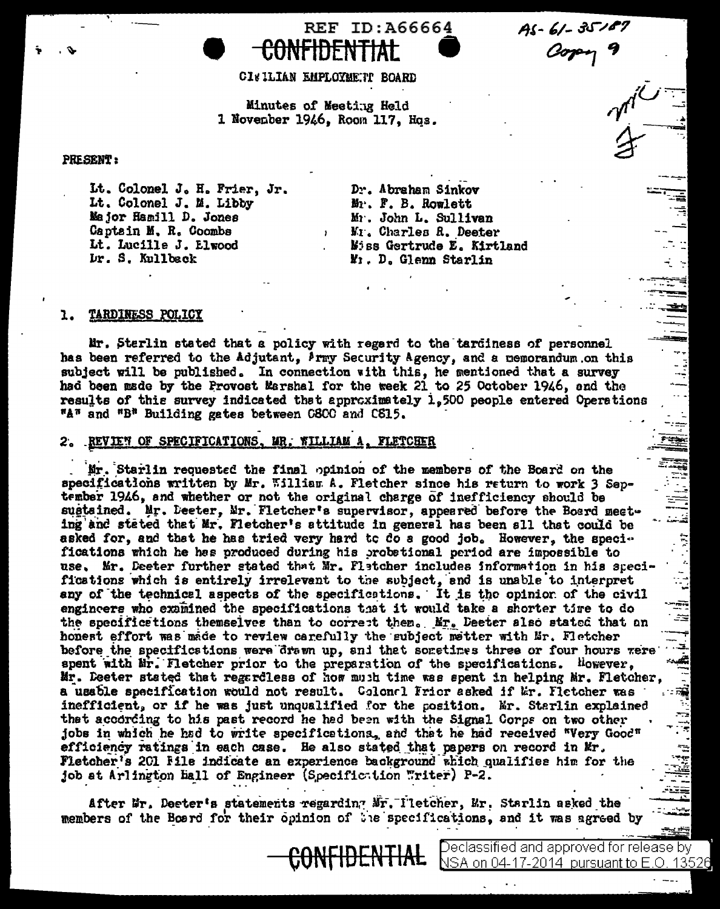REF ID:A66664

AS-61-35187
Copy 9

CONFIDENTIAL

CIVILIAN EMPLOYMENT BOARD

Minutes of Meeting Held
1 November 1946, Room 117, Hqs.

PRESENT:

Lt. Colonel J. H. Frier, Jr.
Lt. Colonel J. M. Libby
Major Hamill D. Jones
Captain M. R. Coombs
Lt. Lucille J. Elwood
Dr. S. Kullback
Dr. Abraham Sinkov
Mr. F. B. Rowlett
Mr. John L. Sullivan
Mr. Charles R. Deeter
Miss Gertrude E. Kirtland
Mr. D. Glenn Starlin

## 1. TARDINESS POLICY

Mr. Sterlin stated that a policy with regard to the tardiness of personnel has been referred to the Adjutant, Army Security Agency, and a memorandum on this subject will be published. In connection with this, he mentioned that a survey had been made by the Provost Marshal for the week 21 to 25 October 1946, and the results of this survey indicated that approximately 1,500 people entered Operations "A" and "B" Building gates between 0800 and 0815.

## 2. REVIEW OF SPECIFICATIONS, MR. WILLIAM A. FLETCHER

Mr. Starlin requested the final opinion of the members of the Board on the specifications written by Mr. William A. Fletcher since his return to work 3 September 1946, and whether or not the original charge of inefficiency should be sustained. Mr. Deeter, Mr. Fletcher's supervisor, appeared before the Board meeting and stated that Mr. Fletcher's attitude in general has been all that could be asked for, and that he has tried very hard to do a good job. However, the specifications which he has produced during his probational period are impossible to use. Mr. Deeter further stated that Mr. Fletcher includes information in his specifications which is entirely irrelevant to the subject, and is unable to interpret any of the technical aspects of the specifications. It is the opinion of the civil engineers who examined the specifications that it would take a shorter time to do the specifications themselves than to correct them. Mr. Deeter also stated that an honest effort was made to review carefully the subject matter with Mr. Fletcher before the specifications were drawn up, and that sometimes three or four hours were spent with Mr. Fletcher prior to the preparation of the specifications. However, Mr. Deeter stated that regardless of how much time was spent in helping Mr. Fletcher, a usable specification would not result. Colonel Frier asked if Mr. Fletcher was inefficient, or if he was just unqualified for the position. Mr. Starlin explained that according to his past record he had been with the Signal Corps on two other jobs in which he had to write specifications, and that he had received "Very Good" efficiency ratings in each case. He also stated that papers on record in Mr. Fletcher's 201 File indicate an experience background which qualifies him for the job at Arlington Hall of Engineer (Specification Writer) P-2.

After Mr. Deeter's statements regarding Mr. Fletcher, Mr. Starlin asked the members of the Board for their opinion of the specifications, and it was agreed by

CONFIDENTIAL

Declassified and approved for release by NSA on 04-17-2014 pursuant to E.O. 13526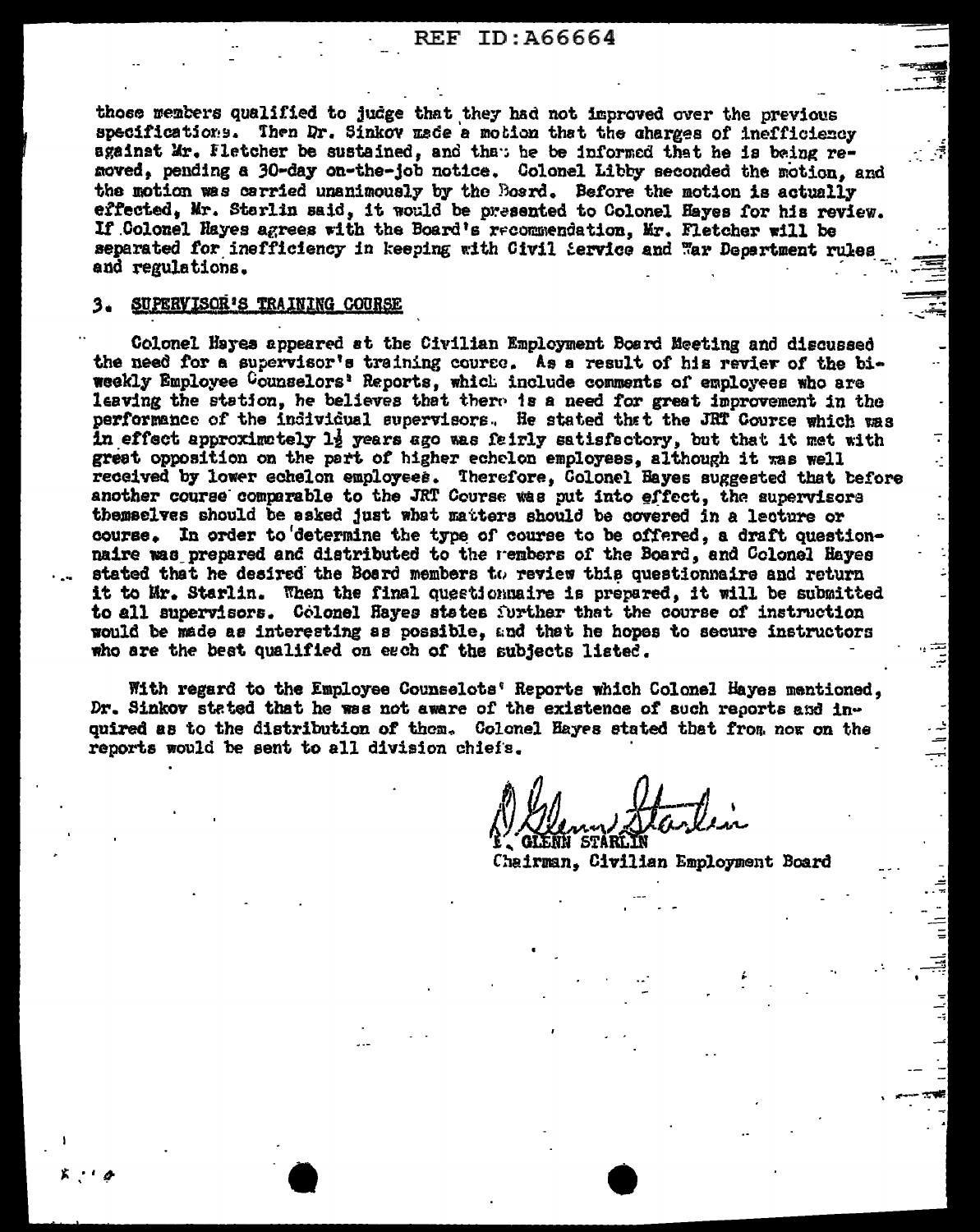those members qualified to judge that they had not improved over the previous specifications. Then Dr. Sinkov made a motion that the charges of inefficiency against Mr. Fletcher be sustained, and that he be informed that he is being removed, pending a 30-day on-the-job notice. Colonel Libby seconded the motion, and the motion was carried unanimously by the Board. Before the motion is actually effected, Mr. Starlin said, it would be presented to Colonel Hayes for his review. If Colonel Hayes agrees with the Board's recommendation, Mr. Fletcher will be separated for inefficiency in keeping with Civil Service and War Department rules and regulations.

## 3. SUPERVISOR'S TRAINING COURSE

Colonel Hayes appeared at the Civilian Employment Board Meeting and discussed the need for a supervisor's training course. As a result of his review of the bi-weekly Employee Counselors' Reports, which include comments of employees who are leaving the station, he believes that there is a need for great improvement in the performance of the individual supervisors. He stated that the JRT Course which was in effect approximately 1½ years ago was fairly satisfactory, but that it met with great opposition on the part of higher echelon employees, although it was well received by lower echelon employees. Therefore, Colonel Hayes suggested that before another course comparable to the JRT Course was put into effect, the supervisors themselves should be asked just what matters should be covered in a lecture or course. In order to determine the type of course to be offered, a draft questionnaire was prepared and distributed to the members of the Board, and Colonel Hayes stated that he desired the Board members to review this questionnaire and return it to Mr. Starlin. When the final questionnaire is prepared, it will be submitted to all supervisors. Colonel Hayes states further that the course of instruction would be made as interesting as possible, and that he hopes to secure instructors who are the best qualified on each of the subjects listed.

With regard to the Employee Counselots' Reports which Colonel Hayes mentioned, Dr. Sinkov stated that he was not aware of the existence of such reports and inquired as to the distribution of them. Colonel Hayes stated that from now on the reports would be sent to all division chiefs.

E. GLENN STARLIN
Chairman, Civilian Employment Board